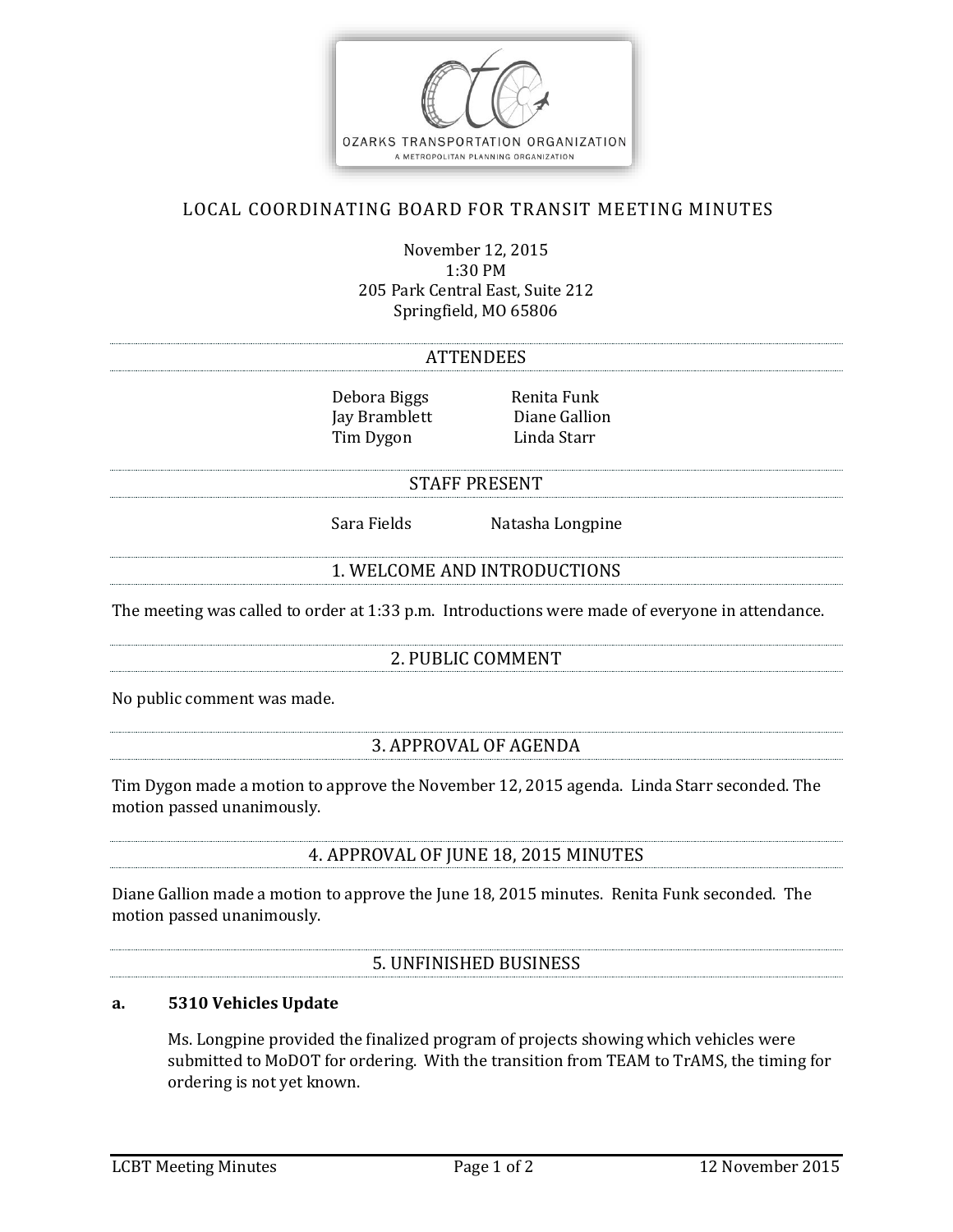# LOCAL COORDINATING BOARD FOR TRANSIT MEETING MINUTES

November 12, 2015
1:30 PM
205 Park Central East, Suite 212
Springfield, MO 65806

## ATTENDEES

Debora Biggs
Jay Bramblett
Tim Dygon
Renita Funk
Diane Gallion
Linda Starr

## STAFF PRESENT

Sara Fields
Natasha Longpine

## 1. WELCOME AND INTRODUCTIONS

The meeting was called to order at 1:33 p.m. Introductions were made of everyone in attendance.

## 2. PUBLIC COMMENT

No public comment was made.

## 3. APPROVAL OF AGENDA

Tim Dygon made a motion to approve the November 12, 2015 agenda. Linda Starr seconded. The motion passed unanimously.

## 4. APPROVAL OF JUNE 18, 2015 MINUTES

Diane Gallion made a motion to approve the June 18, 2015 minutes. Renita Funk seconded. The motion passed unanimously.

## 5. UNFINISHED BUSINESS

**a. 5310 Vehicles Update**

Ms. Longpine provided the finalized program of projects showing which vehicles were submitted to MoDOT for ordering. With the transition from TEAM to TrAMS, the timing for ordering is not yet known.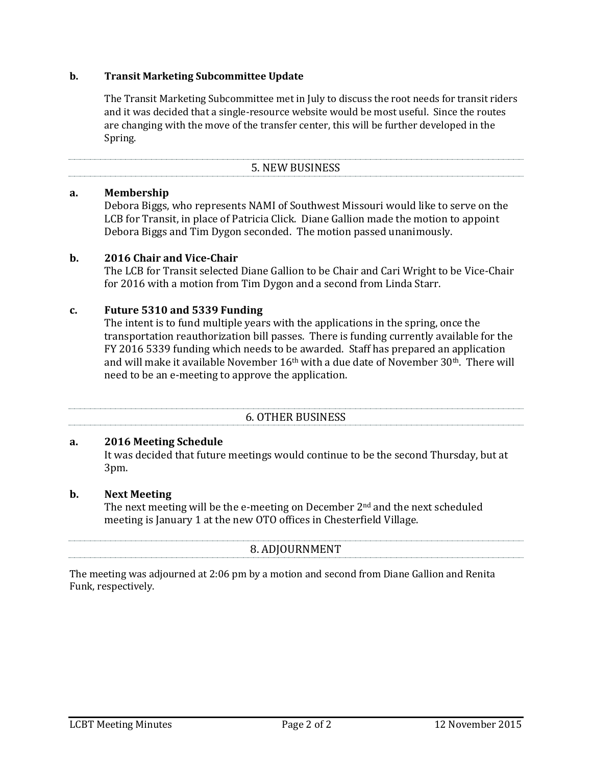**b. Transit Marketing Subcommittee Update**

The Transit Marketing Subcommittee met in July to discuss the root needs for transit riders and it was decided that a single-resource website would be most useful. Since the routes are changing with the move of the transfer center, this will be further developed in the Spring.

## 5. NEW BUSINESS

**a. Membership**

Debora Biggs, who represents NAMI of Southwest Missouri would like to serve on the LCB for Transit, in place of Patricia Click. Diane Gallion made the motion to appoint Debora Biggs and Tim Dygon seconded. The motion passed unanimously.

**b. 2016 Chair and Vice-Chair**

The LCB for Transit selected Diane Gallion to be Chair and Cari Wright to be Vice-Chair for 2016 with a motion from Tim Dygon and a second from Linda Starr.

**c. Future 5310 and 5339 Funding**

The intent is to fund multiple years with the applications in the spring, once the transportation reauthorization bill passes. There is funding currently available for the FY 2016 5339 funding which needs to be awarded. Staff has prepared an application and will make it available November 16th with a due date of November 30th. There will need to be an e-meeting to approve the application.

## 6. OTHER BUSINESS

**a. 2016 Meeting Schedule**

It was decided that future meetings would continue to be the second Thursday, but at 3pm.

**b. Next Meeting**

The next meeting will be the e-meeting on December 2nd and the next scheduled meeting is January 1 at the new OTO offices in Chesterfield Village.

## 8. ADJOURNMENT

The meeting was adjourned at 2:06 pm by a motion and second from Diane Gallion and Renita Funk, respectively.